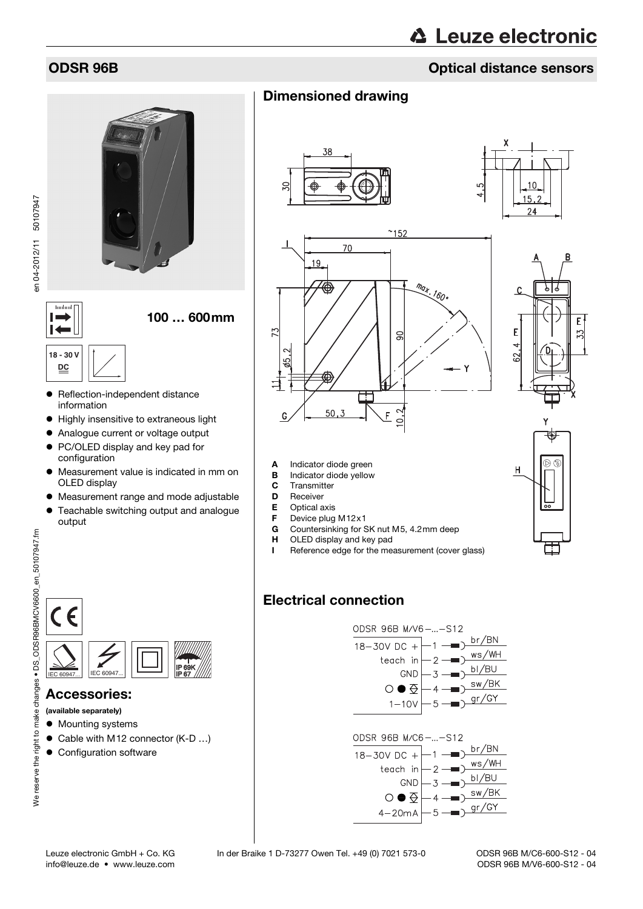# ODSR 96B

## Optical distance sensors

100 … 600 mm

18 - 30 V DC

- Reflection-independent distance information
- Highly insensitive to extraneous light
- Analogue current or voltage output
- PC/OLED display and key pad for configuration
- Measurement value is indicated in mm on OLED display
- Measurement range and mode adjustable
- Teachable switching output and analogue output

IEC 60947... IEC 60947... IP 69K IP 67

## Accessories:

**(available separately)**

- Mounting systems
- Cable with M12 connector (K-D …)
- Configuration software

## Dimensioned drawing

- **A** Indicator diode green
- **B** Indicator diode yellow
- **C** Transmitter
- **D** Receiver
- **E** Optical axis
- **F** Device plug M12x1
- **G** Countersinking for SK nut M5, 4.2mm deep
- **H** OLED display and key pad
- **I** Reference edge for the measurement (cover glass)

## Electrical connection

ODSR 96B M/V6-…-S12

| Pin | Function | Colour |
|---|---|---|
| 1 | 18-30V DC + | br/BN |
| 2 | teach in | ws/WH |
| 3 | GND | bl/BU |
| 4 | ○ ● (switching output) | sw/BK |
| 5 | 1-10V | gr/GY |

ODSR 96B M/C6-…-S12

| Pin | Function | Colour |
|---|---|---|
| 1 | 18-30V DC + | br/BN |
| 2 | teach in | ws/WH |
| 3 | GND | bl/BU |
| 4 | ○ ● (switching output) | sw/BK |
| 5 | 4-20mA | gr/GY |

Leuze electronic GmbH + Co. KG In der Braike 1 D-73277 Owen Tel. +49 (0) 7021 573-0
info@leuze.de • www.leuze.com

ODSR 96B M/C6-600-S12 - 04
ODSR 96B M/V6-600-S12 - 04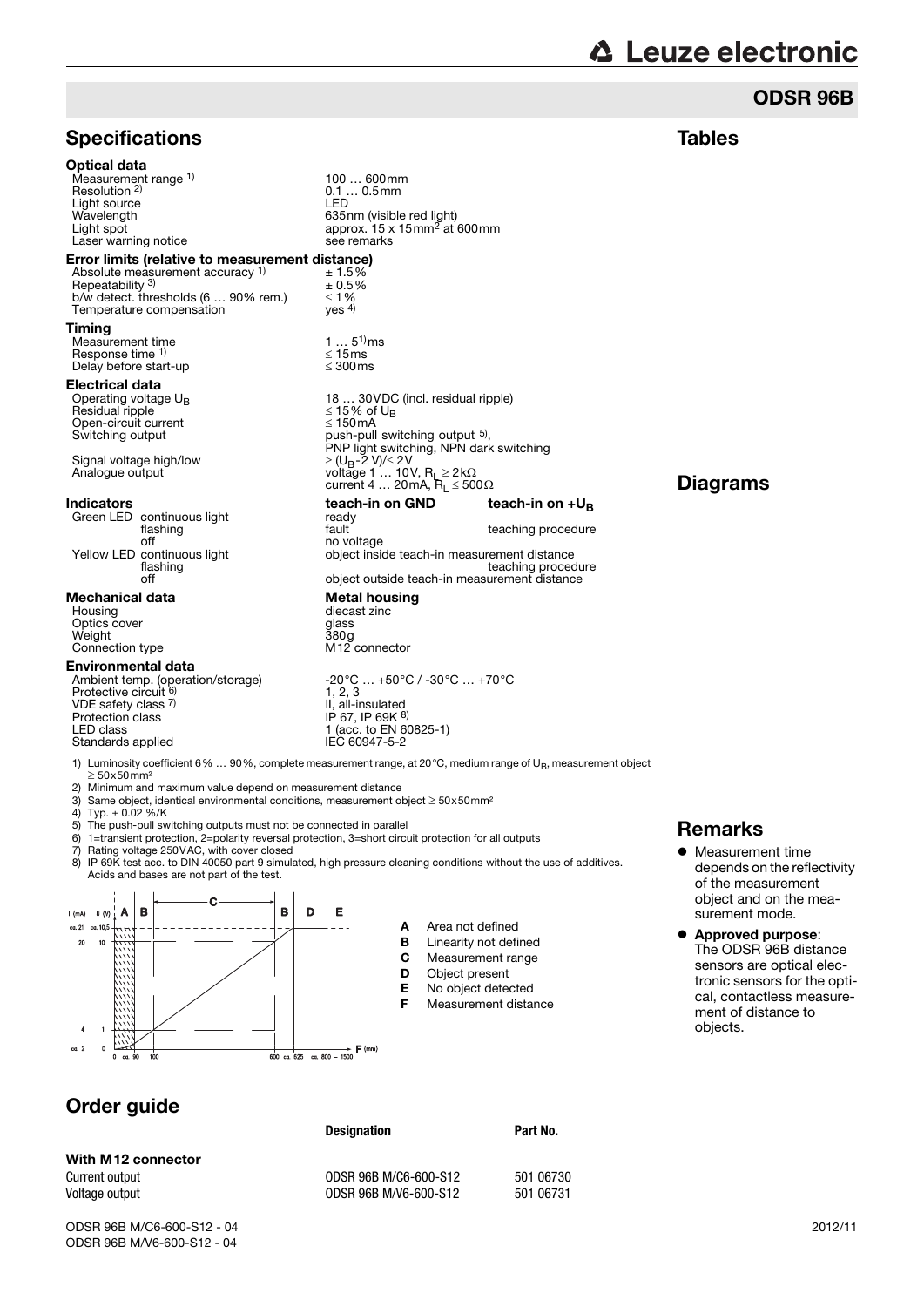## ODSR 96B

## Specifications

### Optical data

| | |
|---|---|
| Measurement range [1] | 100 … 600mm |
| Resolution [2] | 0.1 … 0.5mm |
| Light source | LED |
| Wavelength | 635nm (visible red light) |
| Light spot | approx. 15 x 15mm² at 600mm |
| Laser warning notice | see remarks |

### Error limits (relative to measurement distance)

| | |
|---|---|
| Absolute measurement accuracy [1] | ± 1.5% |
| Repeatability [3] | ± 0.5% |
| b/w detect. thresholds (6 … 90% rem.) | ≤ 1% |
| Temperature compensation | yes [4] |

### Timing

| | |
|---|---|
| Measurement time | 1 … 5[1] ms |
| Response time [1] | ≤ 15ms |
| Delay before start-up | ≤ 300ms |

### Electrical data

| | |
|---|---|
| Operating voltage $U_B$ | 18 … 30VDC (incl. residual ripple) |
| Residual ripple | ≤ 15% of $U_B$ |
| Open-circuit current | ≤ 150mA |
| Switching output | push-pull switching output [5], PNP light switching, NPN dark switching |
| Signal voltage high/low | ≥ ($U_B$-2 V)/≤ 2V |
| Analogue output | voltage 1 … 10V, $R_L \geq 2k\Omega$; current 4 … 20mA, $R_L \leq 500\Omega$ |

### Indicators

| | | teach-in on GND | teach-in on $+U_B$ |
|---|---|---|---|
| Green LED | continuous light | ready | |
| | flashing | fault | teaching procedure |
| | off | no voltage | |
| Yellow LED | continuous light | object inside teach-in measurement distance | |
| | flashing | | teaching procedure |
| | off | object outside teach-in measurement distance | |

### Mechanical data

| | Metal housing |
|---|---|
| Housing | diecast zinc |
| Optics cover | glass |
| Weight | 380g |
| Connection type | M12 connector |

### Environmental data

| | |
|---|---|
| Ambient temp. (operation/storage) | -20°C … +50°C / -30°C … +70°C |
| Protective circuit [6] | 1, 2, 3 |
| VDE safety class [7] | II, all-insulated |
| Protection class | IP 67, IP 69K [8] |
| LED class | 1 (acc. to EN 60825-1) |
| Standards applied | IEC 60947-5-2 |

1) Luminosity coefficient 6% … 90%, complete measurement range, at 20°C, medium range of $U_B$, measurement object ≥ 50x50mm²
2) Minimum and maximum value depend on measurement distance
3) Same object, identical environmental conditions, measurement object ≥ 50x50mm²
4) Typ. ± 0.02 %/K
5) The push-pull switching outputs must not be connected in parallel
6) 1=transient protection, 2=polarity reversal protection, 3=short circuit protection for all outputs
7) Rating voltage 250VAC, with cover closed
8) IP 69K test acc. to DIN 40050 part 9 simulated, high pressure cleaning conditions without the use of additives. Acids and bases are not part of the test.

I (mA) U (V)
ca. 21 ca. 10,5
20 10
4 1
ca. 2 0
0 ca. 90 100 600 ca. 625 ca. 800 – 1500 F (mm)
A B C B D E

**A** Area not defined
**B** Linearity not defined
**C** Measurement range
**D** Object present
**E** No object detected
**F** Measurement distance

## Order guide

| | Designation | Part No. |
|---|---|---|
| **With M12 connector** | | |
| Current output | ODSR 96B M/C6-600-S12 | 501 06730 |
| Voltage output | ODSR 96B M/V6-600-S12 | 501 06731 |

## Tables

## Diagrams

## Remarks

- Measurement time depends on the reflectivity of the measurement object and on the measurement mode.
- **Approved purpose**: The ODSR 96B distance sensors are optical electronic sensors for the optical, contactless measurement of distance to objects.

ODSR 96B M/C6-600-S12 - 04
ODSR 96B M/V6-600-S12 - 04

2012/11